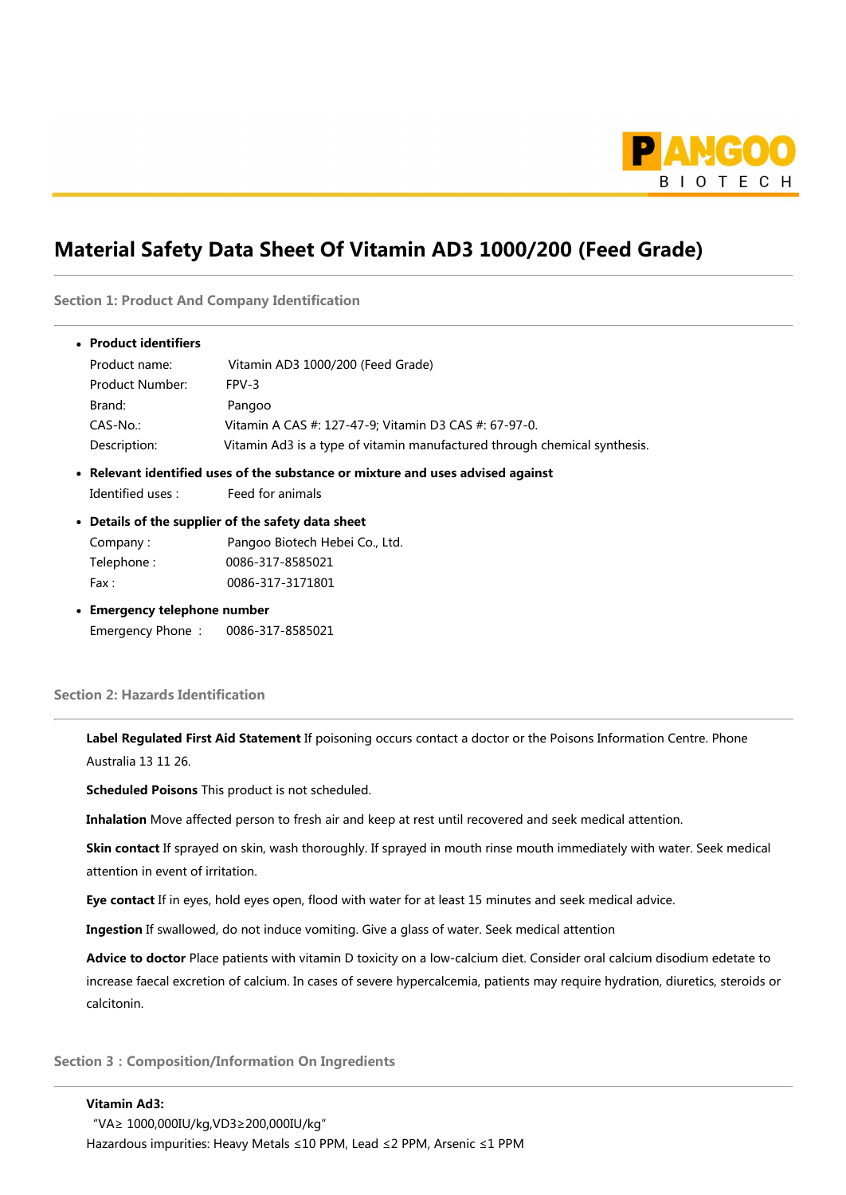# Material Safety Data Sheet Of Vitamin AD3 1000/200 (Feed Grade)

## Section 1: Product And Company Identification

- **Product identifiers**

  Product name: Vitamin AD3 1000/200 (Feed Grade)
  Product Number: FPV-3
  Brand: Pangoo
  CAS-No.: Vitamin A CAS #: 127-47-9; Vitamin D3 CAS #: 67-97-0.
  Description: Vitamin Ad3 is a type of vitamin manufactured through chemical synthesis.

- **Relevant identified uses of the substance or mixture and uses advised against**

  Identified uses : Feed for animals

- **Details of the supplier of the safety data sheet**

  Company : Pangoo Biotech Hebei Co., Ltd.
  Telephone : 0086-317-8585021
  Fax : 0086-317-3171801

- **Emergency telephone number**

  Emergency Phone : 0086-317-8585021

## Section 2: Hazards Identification

**Label Regulated First Aid Statement** If poisoning occurs contact a doctor or the Poisons Information Centre. Phone Australia 13 11 26.

**Scheduled Poisons** This product is not scheduled.

**Inhalation** Move affected person to fresh air and keep at rest until recovered and seek medical attention.

**Skin contact** If sprayed on skin, wash thoroughly. If sprayed in mouth rinse mouth immediately with water. Seek medical attention in event of irritation.

**Eye contact** If in eyes, hold eyes open, flood with water for at least 15 minutes and seek medical advice.

**Ingestion** If swallowed, do not induce vomiting. Give a glass of water. Seek medical attention

**Advice to doctor** Place patients with vitamin D toxicity on a low-calcium diet. Consider oral calcium disodium edetate to increase faecal excretion of calcium. In cases of severe hypercalcemia, patients may require hydration, diuretics, steroids or calcitonin.

## Section 3 : Composition/Information On Ingredients

**Vitamin Ad3:**

"VA≥ 1000,000IU/kg,VD3≥200,000IU/kg"

Hazardous impurities: Heavy Metals ≤10 PPM, Lead ≤2 PPM, Arsenic ≤1 PPM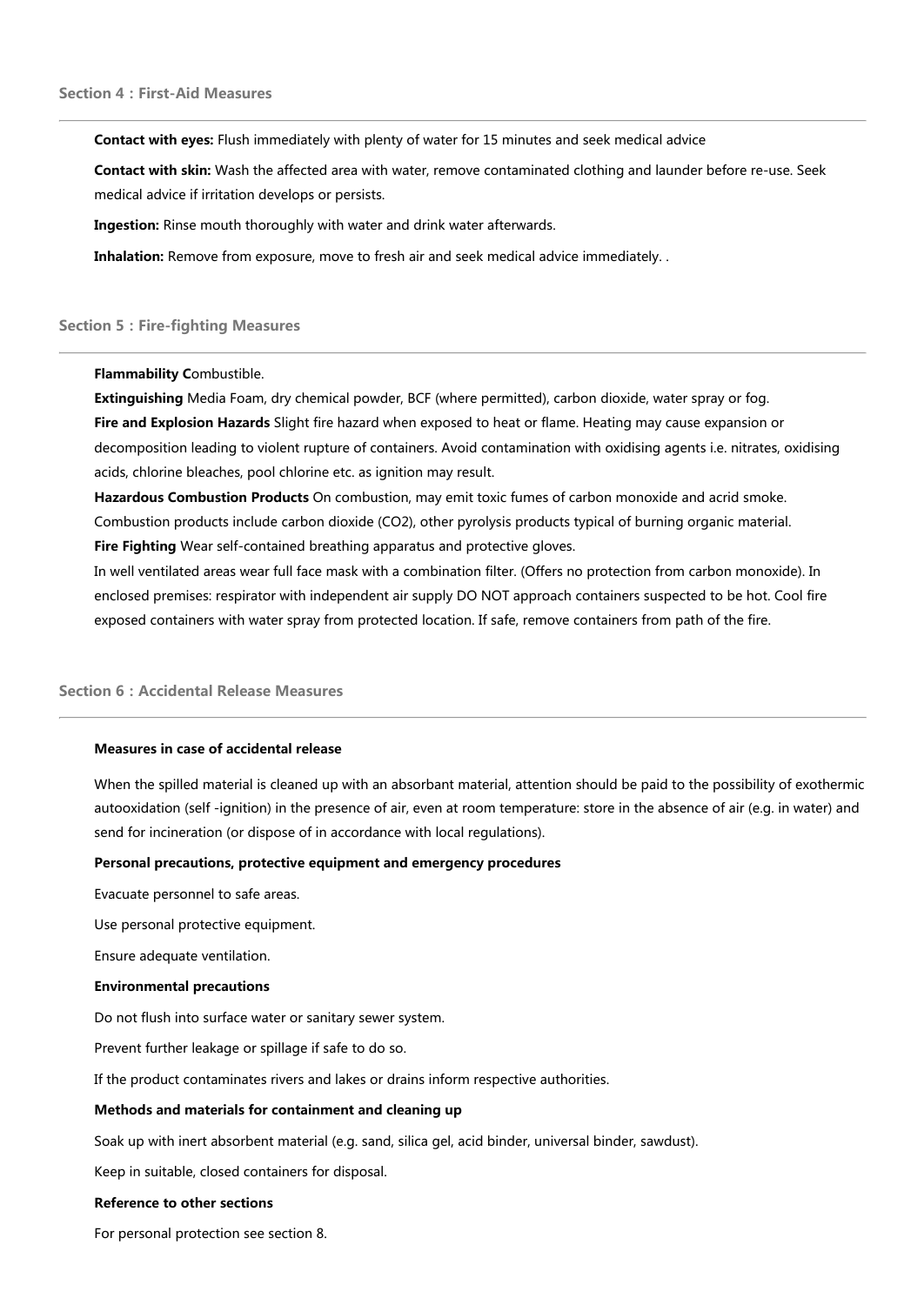## Section 4 : First-Aid Measures

**Contact with eyes:** Flush immediately with plenty of water for 15 minutes and seek medical advice

**Contact with skin:** Wash the affected area with water, remove contaminated clothing and launder before re-use. Seek medical advice if irritation develops or persists.

**Ingestion:** Rinse mouth thoroughly with water and drink water afterwards.

**Inhalation:** Remove from exposure, move to fresh air and seek medical advice immediately. .

## Section 5 : Fire-fighting Measures

**Flammability C**ombustible.

**Extinguishing** Media Foam, dry chemical powder, BCF (where permitted), carbon dioxide, water spray or fog.

**Fire and Explosion Hazards** Slight fire hazard when exposed to heat or flame. Heating may cause expansion or decomposition leading to violent rupture of containers. Avoid contamination with oxidising agents i.e. nitrates, oxidising acids, chlorine bleaches, pool chlorine etc. as ignition may result.

**Hazardous Combustion Products** On combustion, may emit toxic fumes of carbon monoxide and acrid smoke. Combustion products include carbon dioxide ($CO_2$), other pyrolysis products typical of burning organic material.

**Fire Fighting** Wear self-contained breathing apparatus and protective gloves.

In well ventilated areas wear full face mask with a combination filter. (Offers no protection from carbon monoxide). In enclosed premises: respirator with independent air supply DO NOT approach containers suspected to be hot. Cool fire exposed containers with water spray from protected location. If safe, remove containers from path of the fire.

## Section 6 : Accidental Release Measures

**Measures in case of accidental release**

When the spilled material is cleaned up with an absorbant material, attention should be paid to the possibility of exothermic autooxidation (self -ignition) in the presence of air, even at room temperature: store in the absence of air (e.g. in water) and send for incineration (or dispose of in accordance with local regulations).

**Personal precautions, protective equipment and emergency procedures**

Evacuate personnel to safe areas.

Use personal protective equipment.

Ensure adequate ventilation.

**Environmental precautions**

Do not flush into surface water or sanitary sewer system.

Prevent further leakage or spillage if safe to do so.

If the product contaminates rivers and lakes or drains inform respective authorities.

**Methods and materials for containment and cleaning up**

Soak up with inert absorbent material (e.g. sand, silica gel, acid binder, universal binder, sawdust).

Keep in suitable, closed containers for disposal.

**Reference to other sections**

For personal protection see section 8.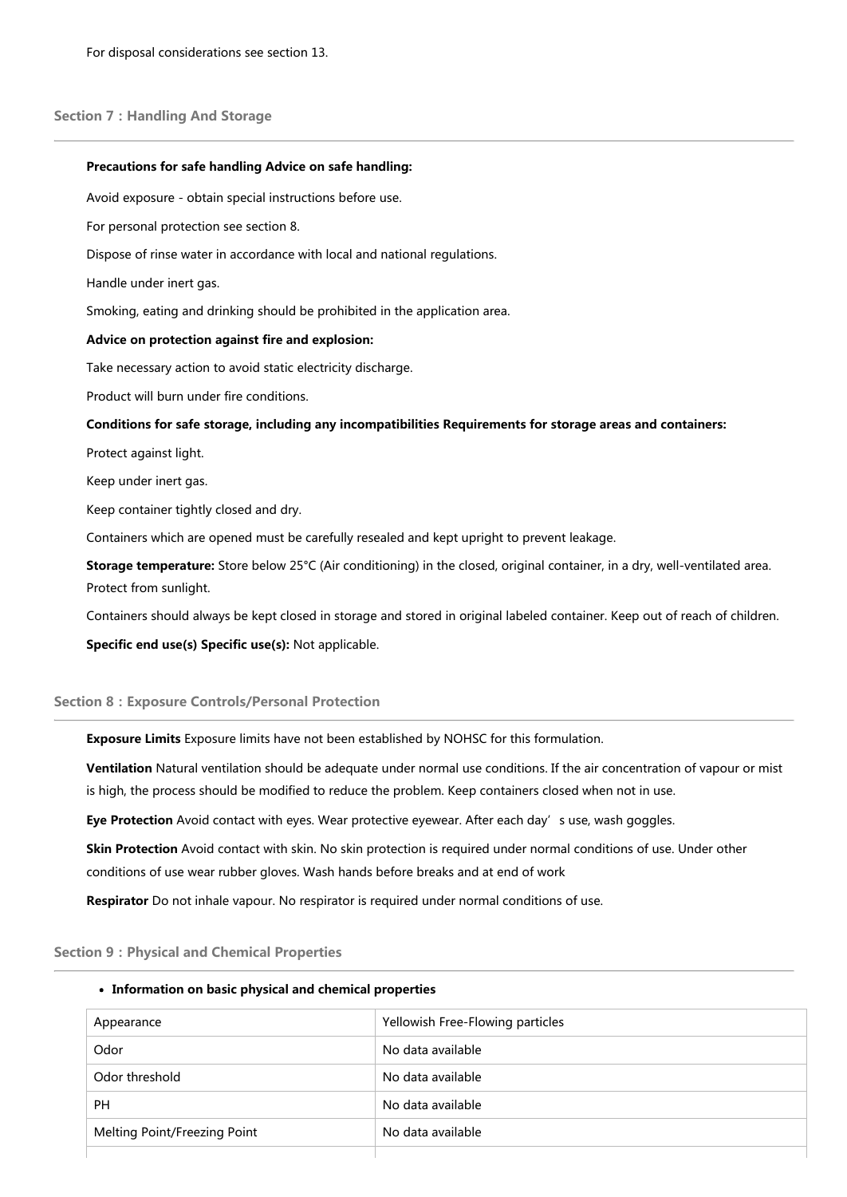For disposal considerations see section 13.

## Section 7 : Handling And Storage

**Precautions for safe handling Advice on safe handling:**

Avoid exposure - obtain special instructions before use.

For personal protection see section 8.

Dispose of rinse water in accordance with local and national regulations.

Handle under inert gas.

Smoking, eating and drinking should be prohibited in the application area.

**Advice on protection against fire and explosion:**

Take necessary action to avoid static electricity discharge.

Product will burn under fire conditions.

**Conditions for safe storage, including any incompatibilities Requirements for storage areas and containers:**

Protect against light.

Keep under inert gas.

Keep container tightly closed and dry.

Containers which are opened must be carefully resealed and kept upright to prevent leakage.

**Storage temperature:** Store below 25°C (Air conditioning) in the closed, original container, in a dry, well-ventilated area. Protect from sunlight.

Containers should always be kept closed in storage and stored in original labeled container. Keep out of reach of children.

**Specific end use(s) Specific use(s):** Not applicable.

## Section 8 : Exposure Controls/Personal Protection

**Exposure Limits** Exposure limits have not been established by NOHSC for this formulation.

**Ventilation** Natural ventilation should be adequate under normal use conditions. If the air concentration of vapour or mist is high, the process should be modified to reduce the problem. Keep containers closed when not in use.

**Eye Protection** Avoid contact with eyes. Wear protective eyewear. After each day's use, wash goggles.

**Skin Protection** Avoid contact with skin. No skin protection is required under normal conditions of use. Under other conditions of use wear rubber gloves. Wash hands before breaks and at end of work

**Respirator** Do not inhale vapour. No respirator is required under normal conditions of use.

## Section 9 : Physical and Chemical Properties

- **Information on basic physical and chemical properties**

| Appearance | Yellowish Free-Flowing particles |
|---|---|
| Odor | No data available |
| Odor threshold | No data available |
| PH | No data available |
| Melting Point/Freezing Point | No data available |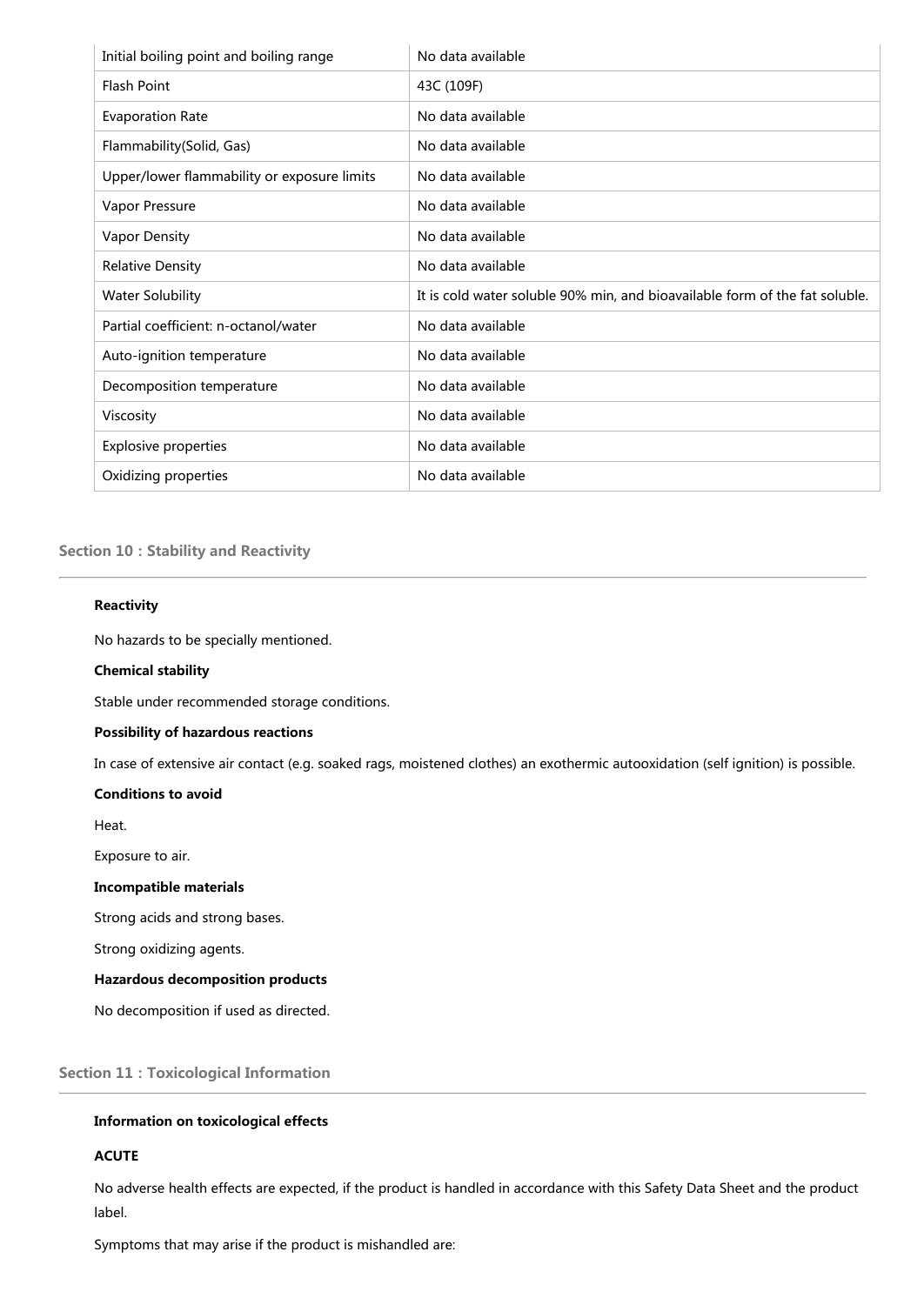| Initial boiling point and boiling range | No data available |
| --- | --- |
| Flash Point | 43C (109F) |
| Evaporation Rate | No data available |
| Flammability(Solid, Gas) | No data available |
| Upper/lower flammability or exposure limits | No data available |
| Vapor Pressure | No data available |
| Vapor Density | No data available |
| Relative Density | No data available |
| Water Solubility | It is cold water soluble 90% min, and bioavailable form of the fat soluble. |
| Partial coefficient: n-octanol/water | No data available |
| Auto-ignition temperature | No data available |
| Decomposition temperature | No data available |
| Viscosity | No data available |
| Explosive properties | No data available |
| Oxidizing properties | No data available |

## Section 10 : Stability and Reactivity

**Reactivity**

No hazards to be specially mentioned.

**Chemical stability**

Stable under recommended storage conditions.

**Possibility of hazardous reactions**

In case of extensive air contact (e.g. soaked rags, moistened clothes) an exothermic autooxidation (self ignition) is possible.

**Conditions to avoid**

Heat.

Exposure to air.

**Incompatible materials**

Strong acids and strong bases.

Strong oxidizing agents.

**Hazardous decomposition products**

No decomposition if used as directed.

## Section 11 : Toxicological Information

**Information on toxicological effects**

**ACUTE**

No adverse health effects are expected, if the product is handled in accordance with this Safety Data Sheet and the product label.

Symptoms that may arise if the product is mishandled are: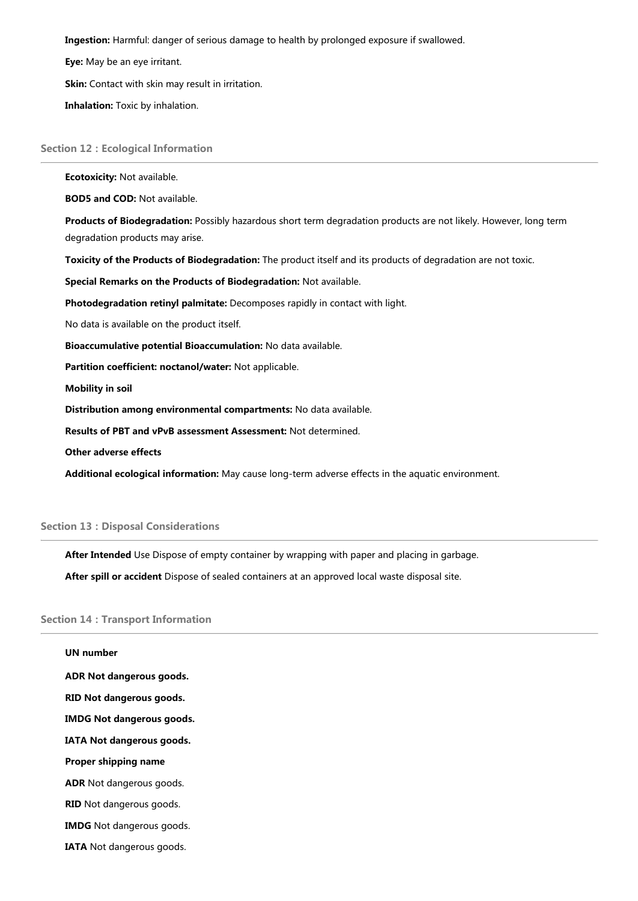**Ingestion:** Harmful: danger of serious damage to health by prolonged exposure if swallowed.

**Eye:** May be an eye irritant.

**Skin:** Contact with skin may result in irritation.

**Inhalation:** Toxic by inhalation.

## Section 12 : Ecological Information

**Ecotoxicity:** Not available.

**BOD5 and COD:** Not available.

**Products of Biodegradation:** Possibly hazardous short term degradation products are not likely. However, long term degradation products may arise.

**Toxicity of the Products of Biodegradation:** The product itself and its products of degradation are not toxic.

**Special Remarks on the Products of Biodegradation:** Not available.

**Photodegradation retinyl palmitate:** Decomposes rapidly in contact with light.

No data is available on the product itself.

**Bioaccumulative potential Bioaccumulation:** No data available.

**Partition coefficient: noctanol/water:** Not applicable.

**Mobility in soil**

**Distribution among environmental compartments:** No data available.

**Results of PBT and vPvB assessment Assessment:** Not determined.

**Other adverse effects**

**Additional ecological information:** May cause long-term adverse effects in the aquatic environment.

## Section 13 : Disposal Considerations

**After Intended** Use Dispose of empty container by wrapping with paper and placing in garbage.

**After spill or accident** Dispose of sealed containers at an approved local waste disposal site.

## Section 14 : Transport Information

**UN number**

**ADR Not dangerous goods.**

**RID Not dangerous goods.**

**IMDG Not dangerous goods.**

**IATA Not dangerous goods.**

**Proper shipping name**

**ADR** Not dangerous goods.

**RID** Not dangerous goods.

**IMDG** Not dangerous goods.

**IATA** Not dangerous goods.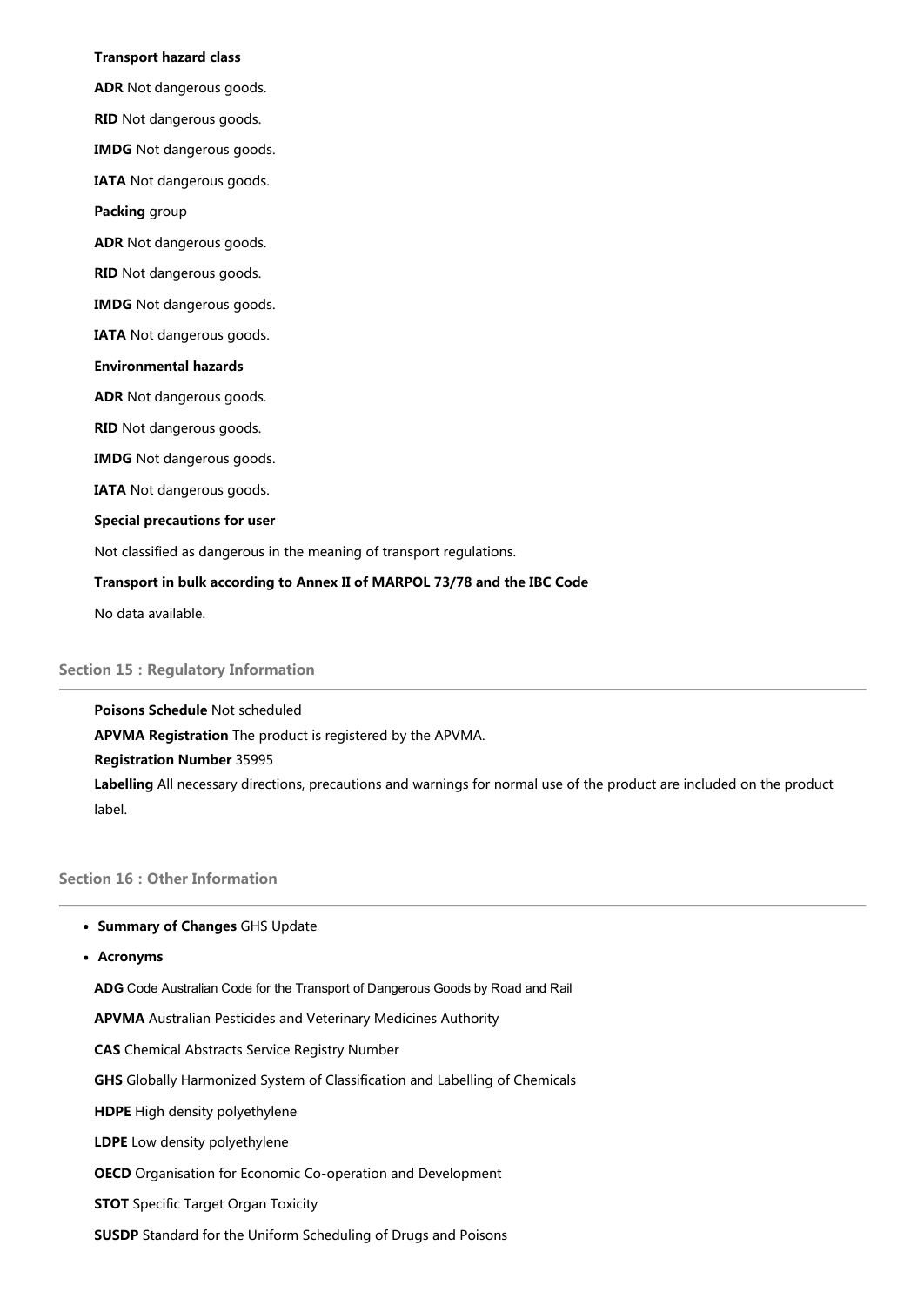**Transport hazard class**

**ADR** Not dangerous goods.

**RID** Not dangerous goods.

**IMDG** Not dangerous goods.

**IATA** Not dangerous goods.

**Packing** group

**ADR** Not dangerous goods.

**RID** Not dangerous goods.

**IMDG** Not dangerous goods.

**IATA** Not dangerous goods.

**Environmental hazards**

**ADR** Not dangerous goods.

**RID** Not dangerous goods.

**IMDG** Not dangerous goods.

**IATA** Not dangerous goods.

**Special precautions for user**

Not classified as dangerous in the meaning of transport regulations.

**Transport in bulk according to Annex II of MARPOL 73/78 and the IBC Code**

No data available.

## Section 15 : Regulatory Information

**Poisons Schedule** Not scheduled

**APVMA Registration** The product is registered by the APVMA.

**Registration Number** 35995

**Labelling** All necessary directions, precautions and warnings for normal use of the product are included on the product label.

## Section 16 : Other Information

- **Summary of Changes** GHS Update
- **Acronyms**

**ADG** Code Australian Code for the Transport of Dangerous Goods by Road and Rail

**APVMA** Australian Pesticides and Veterinary Medicines Authority

**CAS** Chemical Abstracts Service Registry Number

**GHS** Globally Harmonized System of Classification and Labelling of Chemicals

**HDPE** High density polyethylene

**LDPE** Low density polyethylene

**OECD** Organisation for Economic Co-operation and Development

**STOT** Specific Target Organ Toxicity

**SUSDP** Standard for the Uniform Scheduling of Drugs and Poisons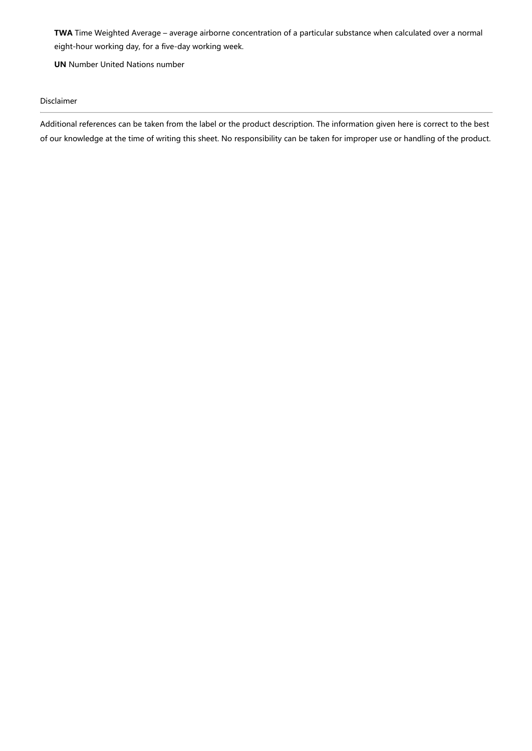**TWA** Time Weighted Average – average airborne concentration of a particular substance when calculated over a normal eight-hour working day, for a five-day working week.

**UN** Number United Nations number

Disclaimer

---

Additional references can be taken from the label or the product description. The information given here is correct to the best of our knowledge at the time of writing this sheet. No responsibility can be taken for improper use or handling of the product.